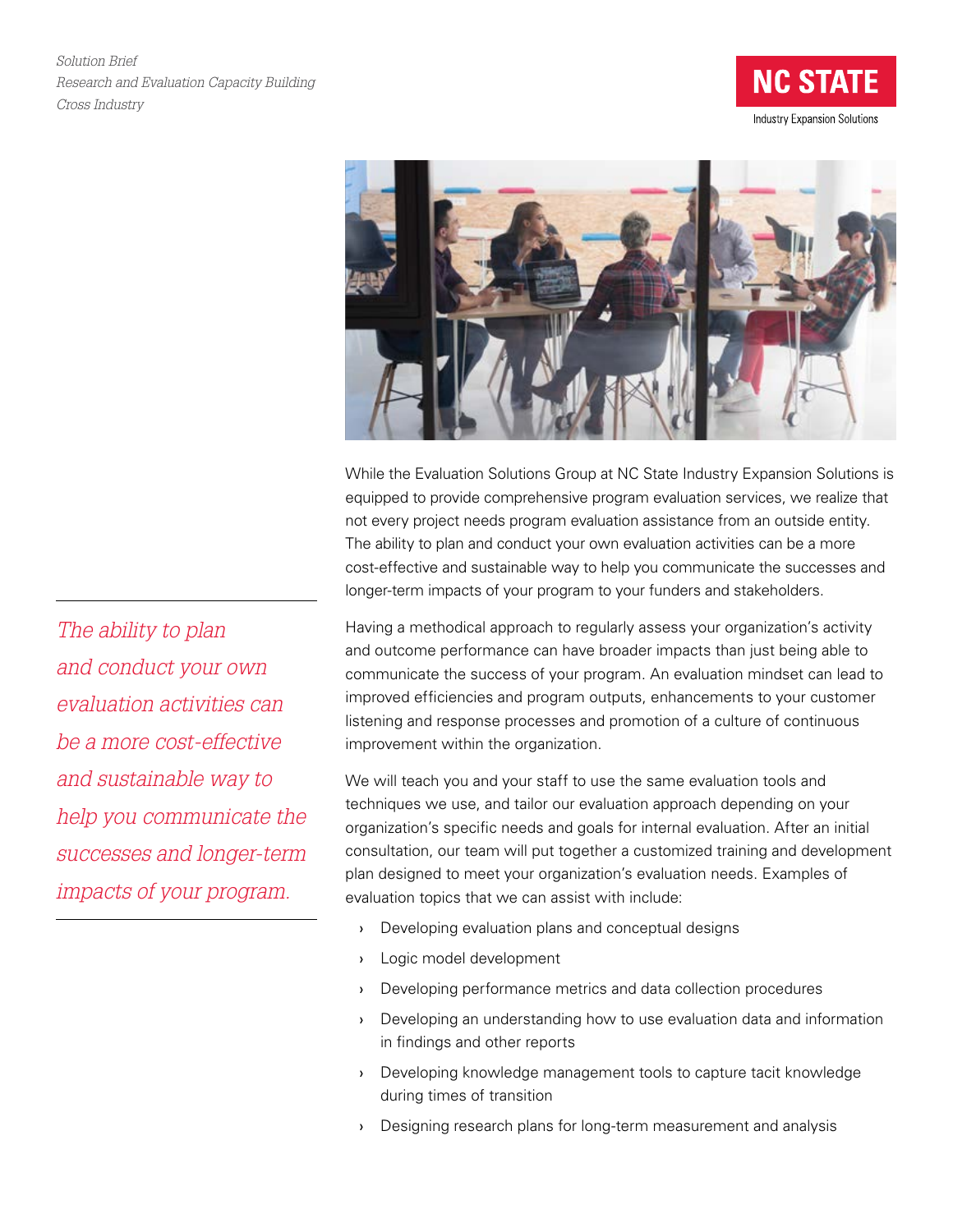*Solution Brief*
*Research and Evaluation Capacity Building*
*Cross Industry*

NC STATE
Industry Expansion Solutions

While the Evaluation Solutions Group at NC State Industry Expansion Solutions is equipped to provide comprehensive program evaluation services, we realize that not every project needs program evaluation assistance from an outside entity. The ability to plan and conduct your own evaluation activities can be a more cost-effective and sustainable way to help you communicate the successes and longer-term impacts of your program to your funders and stakeholders.

*The ability to plan and conduct your own evaluation activities can be a more cost-effective and sustainable way to help you communicate the successes and longer-term impacts of your program.*

Having a methodical approach to regularly assess your organization's activity and outcome performance can have broader impacts than just being able to communicate the success of your program. An evaluation mindset can lead to improved efficiencies and program outputs, enhancements to your customer listening and response processes and promotion of a culture of continuous improvement within the organization.

We will teach you and your staff to use the same evaluation tools and techniques we use, and tailor our evaluation approach depending on your organization's specific needs and goals for internal evaluation. After an initial consultation, our team will put together a customized training and development plan designed to meet your organization's evaluation needs. Examples of evaluation topics that we can assist with include:

- Developing evaluation plans and conceptual designs
- Logic model development
- Developing performance metrics and data collection procedures
- Developing an understanding how to use evaluation data and information in findings and other reports
- Developing knowledge management tools to capture tacit knowledge during times of transition
- Designing research plans for long-term measurement and analysis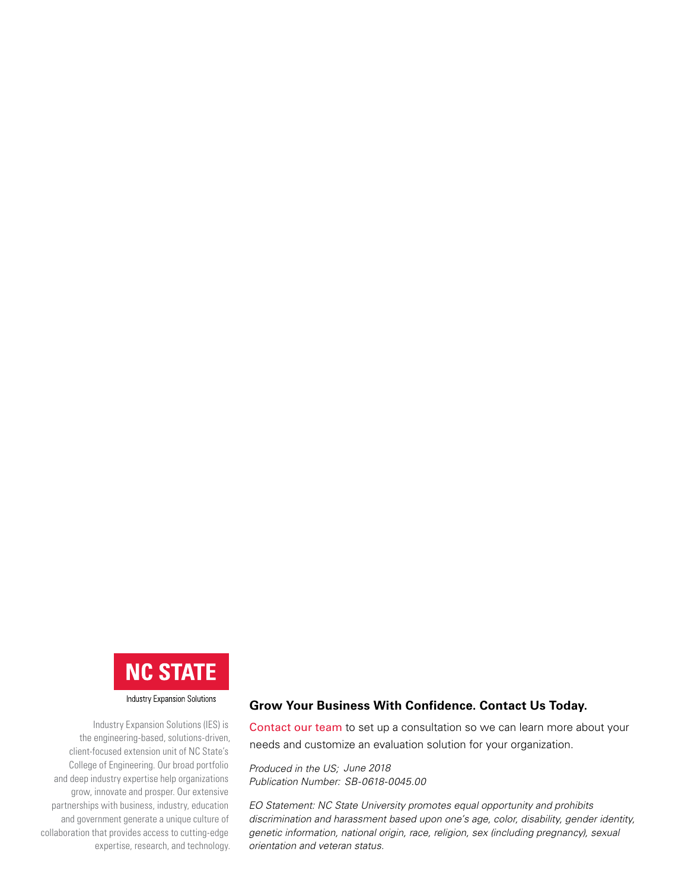**NC STATE**

Industry Expansion Solutions

Industry Expansion Solutions (IES) is the engineering-based, solutions-driven, client-focused extension unit of NC State's College of Engineering. Our broad portfolio and deep industry expertise help organizations grow, innovate and prosper. Our extensive partnerships with business, industry, education and government generate a unique culture of collaboration that provides access to cutting-edge expertise, research, and technology.

**Grow Your Business With Confidence. Contact Us Today.**

Contact our team to set up a consultation so we can learn more about your needs and customize an evaluation solution for your organization.

*Produced in the US; June 2018*
*Publication Number: SB-0618-0045.00*

*EO Statement: NC State University promotes equal opportunity and prohibits discrimination and harassment based upon one's age, color, disability, gender identity, genetic information, national origin, race, religion, sex (including pregnancy), sexual orientation and veteran status.*